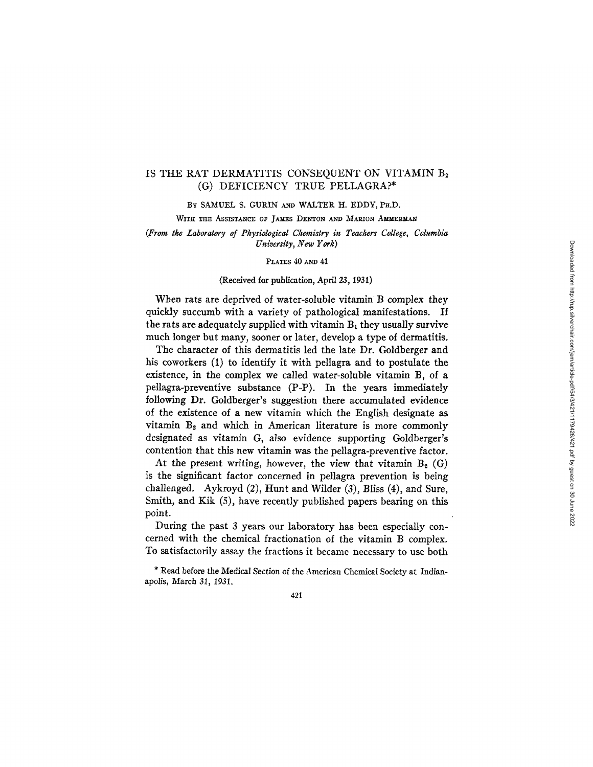# IS THE RAT DERMATITIS CONSEQUENT ON VITAMIN $B_2$ (G) DEFICIENCY TRUE PELLAGRA?*

BY SAMUEL S. GURIN AND WALTER H. EDDY, PH.D.

WITH THE ASSISTANCE OF JAMES DENTON AND MARION AMMERMAN

*(From the Laboratory of Physiological Chemistry in Teachers College, Columbia University, New York)*

PLATES 40 AND 41

(Received for publication, April 23, 1931)

When rats are deprived of water-soluble vitamin B complex they quickly succumb with a variety of pathological manifestations. If the rats are adequately supplied with vitamin $B_1$ they usually survive much longer but many, sooner or later, develop a type of dermatitis.

The character of this dermatitis led the late Dr. Goldberger and his coworkers (1) to identify it with pellagra and to postulate the existence, in the complex we called water-soluble vitamin B, of a pellagra-preventive substance (P-P). In the years immediately following Dr. Goldberger's suggestion there accumulated evidence of the existence of a new vitamin which the English designate as vitamin $B_2$ and which in American literature is more commonly designated as vitamin G, also evidence supporting Goldberger's contention that this new vitamin was the pellagra-preventive factor.

At the present writing, however, the view that vitamin $B_2$ (G) is the significant factor concerned in pellagra prevention is being challenged. Aykroyd (2), Hunt and Wilder (3), Bliss (4), and Sure, Smith, and Kik (5), have recently published papers bearing on this point.

During the past 3 years our laboratory has been especially concerned with the chemical fractionation of the vitamin B complex. To satisfactorily assay the fractions it became necessary to use both

\* Read before the Medical Section of the American Chemical Society at Indianapolis, March 31, 1931.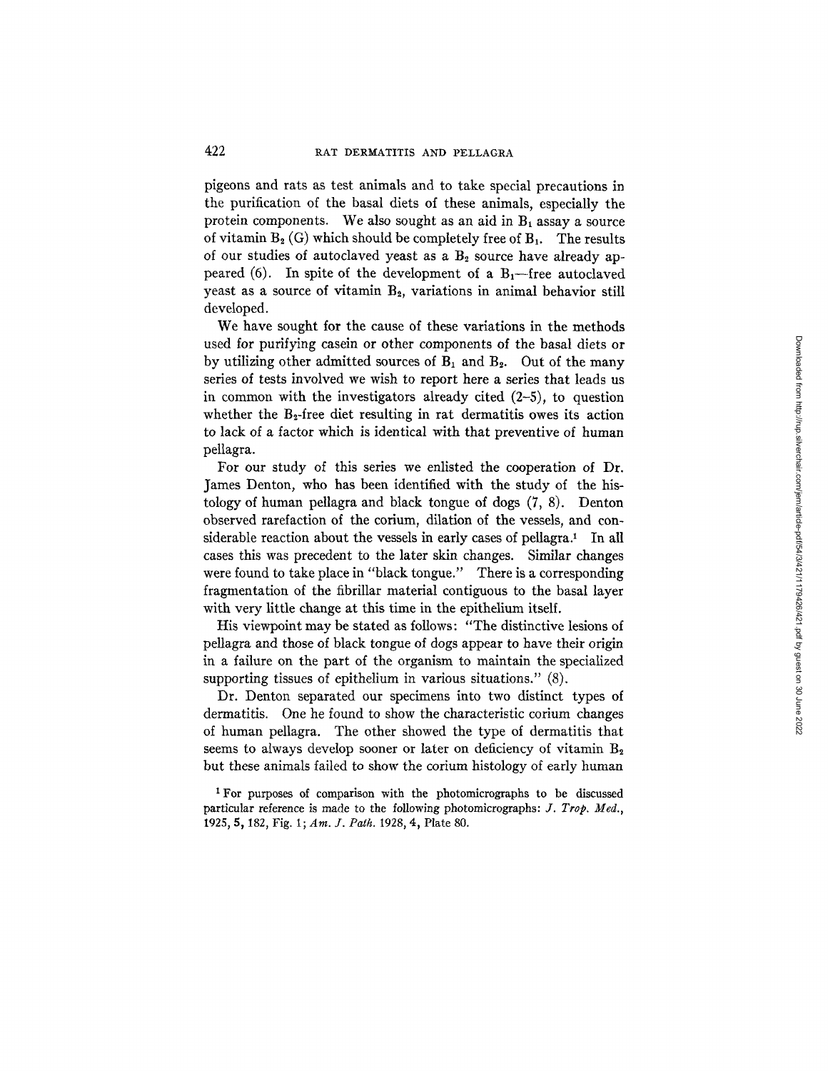pigeons and rats as test animals and to take special precautions in the purification of the basal diets of these animals, especially the protein components. We also sought as an aid in $B_1$ assay a source of vitamin $B_2$ (G) which should be completely free of $B_1$. The results of our studies of autoclaved yeast as a $B_2$ source have already appeared (6). In spite of the development of a $B_1$—free autoclaved yeast as a source of vitamin $B_2$, variations in animal behavior still developed.

We have sought for the cause of these variations in the methods used for purifying casein or other components of the basal diets or by utilizing other admitted sources of $B_1$ and $B_2$. Out of the many series of tests involved we wish to report here a series that leads us in common with the investigators already cited (2–5), to question whether the $B_2$-free diet resulting in rat dermatitis owes its action to lack of a factor which is identical with that preventive of human pellagra.

For our study of this series we enlisted the cooperation of Dr. James Denton, who has been identified with the study of the histology of human pellagra and black tongue of dogs (7, 8). Denton observed rarefaction of the corium, dilation of the vessels, and considerable reaction about the vessels in early cases of pellagra.[1] In all cases this was precedent to the later skin changes. Similar changes were found to take place in "black tongue." There is a corresponding fragmentation of the fibrillar material contiguous to the basal layer with very little change at this time in the epithelium itself.

His viewpoint may be stated as follows: "The distinctive lesions of pellagra and those of black tongue of dogs appear to have their origin in a failure on the part of the organism to maintain the specialized supporting tissues of epithelium in various situations." (8).

Dr. Denton separated our specimens into two distinct types of dermatitis. One he found to show the characteristic corium changes of human pellagra. The other showed the type of dermatitis that seems to always develop sooner or later on deficiency of vitamin $B_2$ but these animals failed to show the corium histology of early human

[1] For purposes of comparison with the photomicrographs to be discussed particular reference is made to the following photomicrographs: *J. Trop. Med.*, 1925, **5**, 182, Fig. 1; *Am. J. Path.* 1928, **4**, Plate 80.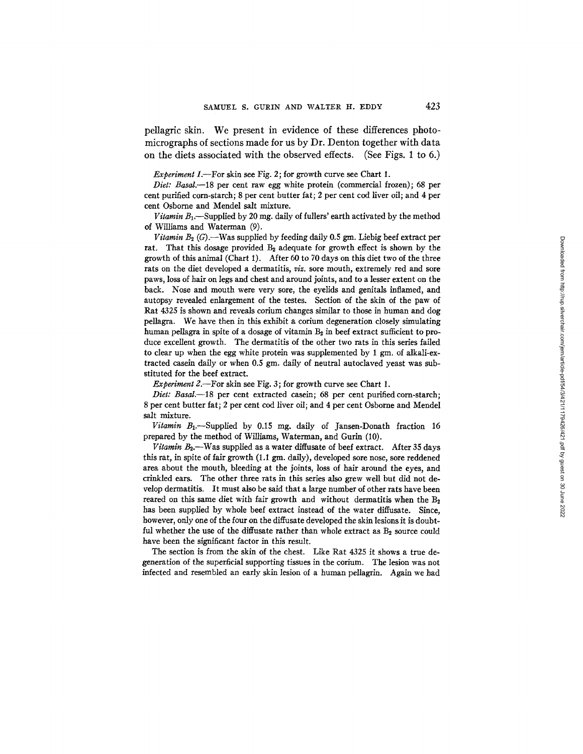pellagric skin. We present in evidence of these differences photomicrographs of sections made for us by Dr. Denton together with data on the diets associated with the observed effects. (See Figs. 1 to 6.)

*Experiment 1.*—For skin see Fig. 2; for growth curve see Chart 1.

*Diet: Basal.*—18 per cent raw egg white protein (commercial frozen); 68 per cent purified corn-starch; 8 per cent butter fat; 2 per cent cod liver oil; and 4 per cent Osborne and Mendel salt mixture.

*Vitamin $B_1$.*—Supplied by 20 mg. daily of fullers' earth activated by the method of Williams and Waterman (9).

*Vitamin $B_2$ (G).*—Was supplied by feeding daily 0.5 gm. Liebig beef extract per rat. That this dosage provided $B_2$ adequate for growth effect is shown by the growth of this animal (Chart 1). After 60 to 70 days on this diet two of the three rats on the diet developed a dermatitis, *viz.* sore mouth, extremely red and sore paws, loss of hair on legs and chest and around joints, and to a lesser extent on the back. Nose and mouth were very sore, the eyelids and genitals inflamed, and autopsy revealed enlargement of the testes. Section of the skin of the paw of Rat 4325 is shown and reveals corium changes similar to those in human and dog pellagra. We have then in this exhibit a corium degeneration closely simulating human pellagra in spite of a dosage of vitamin $B_2$ in beef extract sufficient to produce excellent growth. The dermatitis of the other two rats in this series failed to clear up when the egg white protein was supplemented by 1 gm. of alkali-extracted casein daily or when 0.5 gm. daily of neutral autoclaved yeast was substituted for the beef extract.

*Experiment 2.*—For skin see Fig. 3; for growth curve see Chart 1.

*Diet: Basal.*—18 per cent extracted casein; 68 per cent purified corn-starch; 8 per cent butter fat; 2 per cent cod liver oil; and 4 per cent Osborne and Mendel salt mixture.

*Vitamin $B_1$.*—Supplied by 0.15 mg. daily of Jansen-Donath fraction 16 prepared by the method of Williams, Waterman, and Gurin (10).

*Vitamin $B_2$.*—Was supplied as a water diffusate of beef extract. After 35 days this rat, in spite of fair growth (1.1 gm. daily), developed sore nose, sore reddened area about the mouth, bleeding at the joints, loss of hair around the eyes, and crinkled ears. The other three rats in this series also grew well but did not develop dermatitis. It must also be said that a large number of other rats have been reared on this same diet with fair growth and without dermatitis when the $B_2$ has been supplied by whole beef extract instead of the water diffusate. Since, however, only one of the four on the diffusate developed the skin lesions it is doubtful whether the use of the diffusate rather than whole extract as $B_2$ source could have been the significant factor in this result.

The section is from the skin of the chest. Like Rat 4325 it shows a true degeneration of the superficial supporting tissues in the corium. The lesion was not infected and resembled an early skin lesion of a human pellagrin. Again we had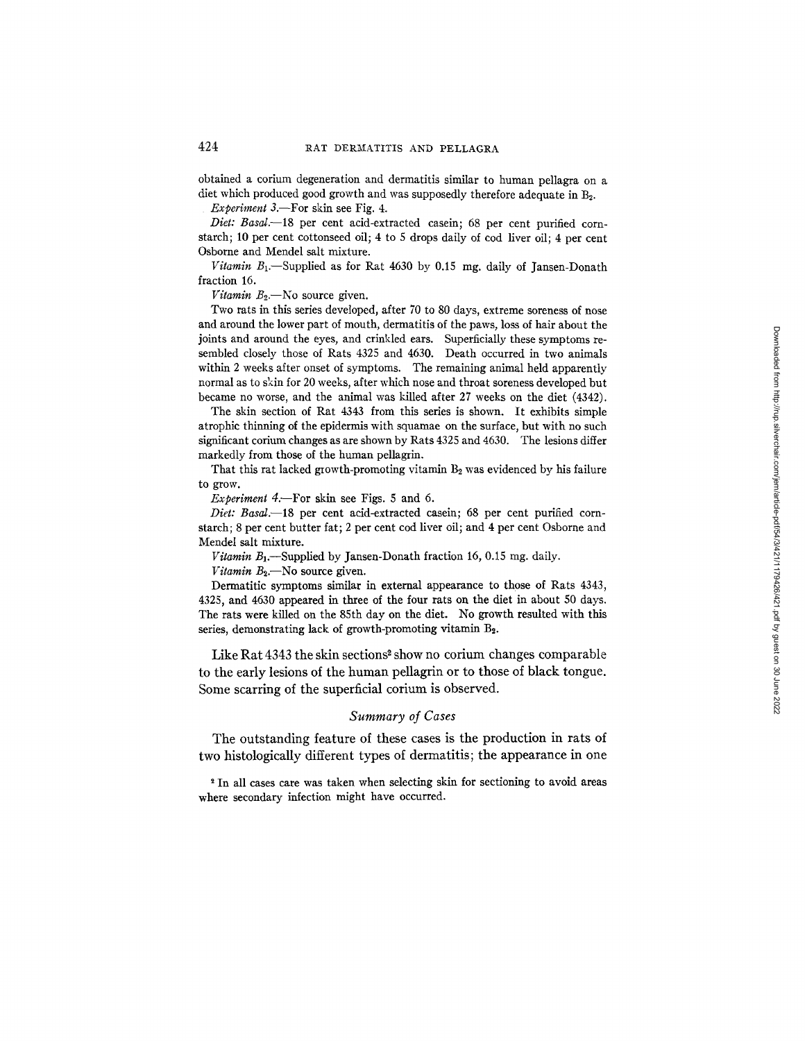obtained a corium degeneration and dermatitis similar to human pellagra on a diet which produced good growth and was supposedly therefore adequate in $B_2$.

*Experiment 3.*—For skin see Fig. 4.

*Diet: Basal.*—18 per cent acid-extracted casein; 68 per cent purified cornstarch; 10 per cent cottonseed oil; 4 to 5 drops daily of cod liver oil; 4 per cent Osborne and Mendel salt mixture.

*Vitamin $B_1$.*—Supplied as for Rat 4630 by 0.15 mg. daily of Jansen-Donath fraction 16.

*Vitamin $B_2$.*—No source given.

Two rats in this series developed, after 70 to 80 days, extreme soreness of nose and around the lower part of mouth, dermatitis of the paws, loss of hair about the joints and around the eyes, and crinkled ears. Superficially these symptoms resembled closely those of Rats 4325 and 4630. Death occurred in two animals within 2 weeks after onset of symptoms. The remaining animal held apparently normal as to skin for 20 weeks, after which nose and throat soreness developed but became no worse, and the animal was killed after 27 weeks on the diet (4342).

The skin section of Rat 4343 from this series is shown. It exhibits simple atrophic thinning of the epidermis with squamae on the surface, but with no such significant corium changes as are shown by Rats 4325 and 4630. The lesions differ markedly from those of the human pellagrin.

That this rat lacked growth-promoting vitamin $B_2$ was evidenced by his failure to grow.

*Experiment 4.*—For skin see Figs. 5 and 6.

*Diet: Basal.*—18 per cent acid-extracted casein; 68 per cent purified cornstarch; 8 per cent butter fat; 2 per cent cod liver oil; and 4 per cent Osborne and Mendel salt mixture.

*Vitamin $B_1$.*—Supplied by Jansen-Donath fraction 16, 0.15 mg. daily.

*Vitamin $B_2$.*—No source given.

Dermatitic symptoms similar in external appearance to those of Rats 4343, 4325, and 4630 appeared in three of the four rats on the diet in about 50 days. The rats were killed on the 85th day on the diet. No growth resulted with this series, demonstrating lack of growth-promoting vitamin $B_2$.

Like Rat 4343 the skin sections[2] show no corium changes comparable to the early lesions of the human pellagrin or to those of black tongue. Some scarring of the superficial corium is observed.

### *Summary of Cases*

The outstanding feature of these cases is the production in rats of two histologically different types of dermatitis; the appearance in one

[2] In all cases care was taken when selecting skin for sectioning to avoid areas where secondary infection might have occurred.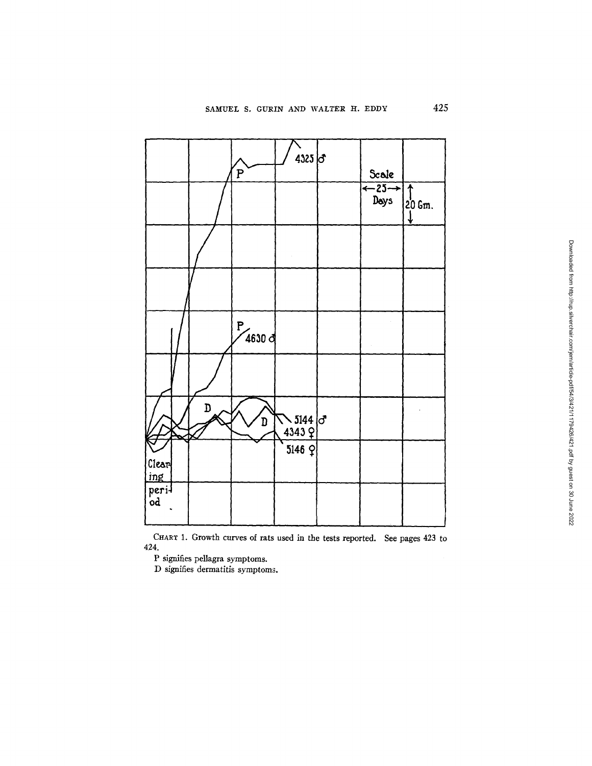CHART 1. Growth curves of rats used in the tests reported. See pages 423 to 424.

P signifies pellagra symptoms.

D signifies dermatitis symptoms.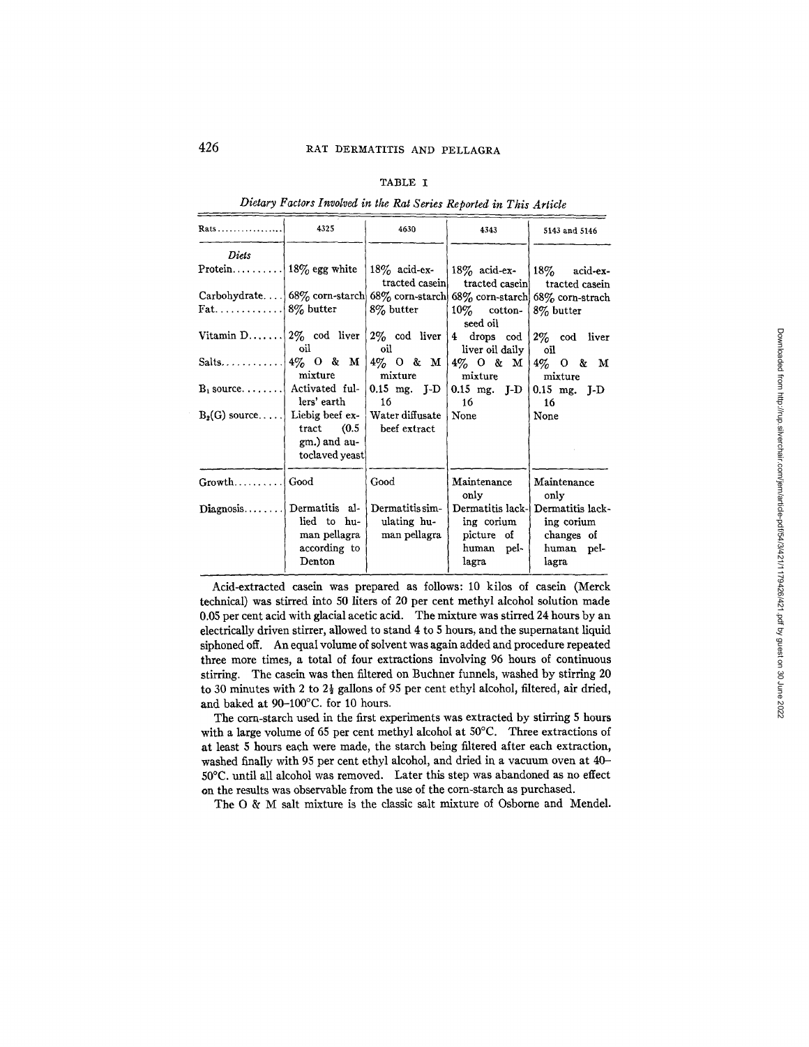TABLE I

*Dietary Factors Involved in the Rat Series Reported in This Article*

| Rats | 4325 | 4630 | 4343 | 5143 and 5146 |
|---|---|---|---|---|
| *Diets* | | | | |
| Protein | 18% egg white | 18% acid-extracted casein | 18% acid-extracted casein | 18% acid-extracted casein |
| Carbohydrate | 68% corn-starch | 68% corn-starch | 68% corn-starch | 68% corn-strach |
| Fat | 8% butter | 8% butter | 10% cotton-seed oil | 8% butter |
| Vitamin D | 2% cod liver oil | 2% cod liver oil | 4 drops cod liver oil daily | 2% cod liver oil |
| Salts | 4% O & M mixture | 4% O & M mixture | 4% O & M mixture | 4% O & M mixture |
| $B_1$ source | Activated fullers' earth | 0.15 mg. J-D 16 | 0.15 mg. J-D 16 | 0.15 mg. J-D 16 |
| $B_2$(G) source | Liebig beef extract (0.5 gm.) and autoclaved yeast | Water diffusate beef extract | None | None |
| Growth | Good | Good | Maintenance only | Maintenance only |
| Diagnosis | Dermatitis allied to human pellagra according to Denton | Dermatitis simulating human pellagra | Dermatitis lacking corium picture of human pellagra | Dermatitis lacking corium changes of human pellagra |

Acid-extracted casein was prepared as follows: 10 kilos of casein (Merck technical) was stirred into 50 liters of 20 per cent methyl alcohol solution made 0.05 per cent acid with glacial acetic acid. The mixture was stirred 24 hours by an electrically driven stirrer, allowed to stand 4 to 5 hours, and the supernatant liquid siphoned off. An equal volume of solvent was again added and procedure repeated three more times, a total of four extractions involving 96 hours of continuous stirring. The casein was then filtered on Buchner funnels, washed by stirring 20 to 30 minutes with 2 to 2½ gallons of 95 per cent ethyl alcohol, filtered, air dried, and baked at 90–100°C. for 10 hours.

The corn-starch used in the first experiments was extracted by stirring 5 hours with a large volume of 65 per cent methyl alcohol at 50°C. Three extractions of at least 5 hours each were made, the starch being filtered after each extraction, washed finally with 95 per cent ethyl alcohol, and dried in a vacuum oven at 40–50°C. until all alcohol was removed. Later this step was abandoned as no effect on the results was observable from the use of the corn-starch as purchased.

The O & M salt mixture is the classic salt mixture of Osborne and Mendel.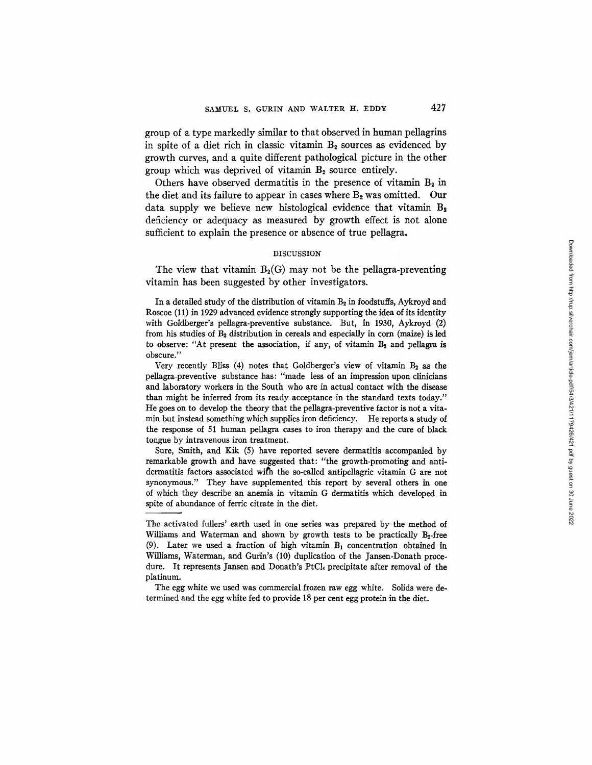group of a type markedly similar to that observed in human pellagrins in spite of a diet rich in classic vitamin $B_2$ sources as evidenced by growth curves, and a quite different pathological picture in the other group which was deprived of vitamin $B_2$ source entirely.

Others have observed dermatitis in the presence of vitamin $B_2$ in the diet and its failure to appear in cases where $B_2$ was omitted. Our data supply we believe new histological evidence that vitamin $B_2$ deficiency or adequacy as measured by growth effect is not alone sufficient to explain the presence or absence of true pellagra.

## DISCUSSION

The view that vitamin $B_2$(G) may not be the pellagra-preventing vitamin has been suggested by other investigators.

In a detailed study of the distribution of vitamin $B_2$ in foodstuffs, Aykroyd and Roscoe (11) in 1929 advanced evidence strongly supporting the idea of its identity with Goldberger's pellagra-preventive substance. But, in 1930, Aykroyd (2) from his studies of $B_2$ distribution in cereals and especially in corn (maize) is led to observe: "At present the association, if any, of vitamin $B_2$ and pellagra is obscure."

Very recently Bliss (4) notes that Goldberger's view of vitamin $B_2$ as the pellagra-preventive substance has: "made less of an impression upon clinicians and laboratory workers in the South who are in actual contact with the disease than might be inferred from its ready acceptance in the standard texts today." He goes on to develop the theory that the pellagra-preventive factor is not a vitamin but instead something which supplies iron deficiency. He reports a study of the response of 51 human pellagra cases to iron therapy and the cure of black tongue by intravenous iron treatment.

Sure, Smith, and Kik (5) have reported severe dermatitis accompanied by remarkable growth and have suggested that: "the growth-promoting and antidermatitis factors associated with the so-called antipellagric vitamin G are not synonymous." They have supplemented this report by several others in one of which they describe an anemia in vitamin G dermatitis which developed in spite of abundance of ferric citrate in the diet.

---

The activated fullers' earth used in one series was prepared by the method of Williams and Waterman and shown by growth tests to be practically $B_2$-free (9). Later we used a fraction of high vitamin $B_1$ concentration obtained in Williams, Waterman, and Gurin's (10) duplication of the Jansen-Donath procedure. It represents Jansen and Donath's $PtCl_4$ precipitate after removal of the platinum.

The egg white we used was commercial frozen raw egg white. Solids were determined and the egg white fed to provide 18 per cent egg protein in the diet.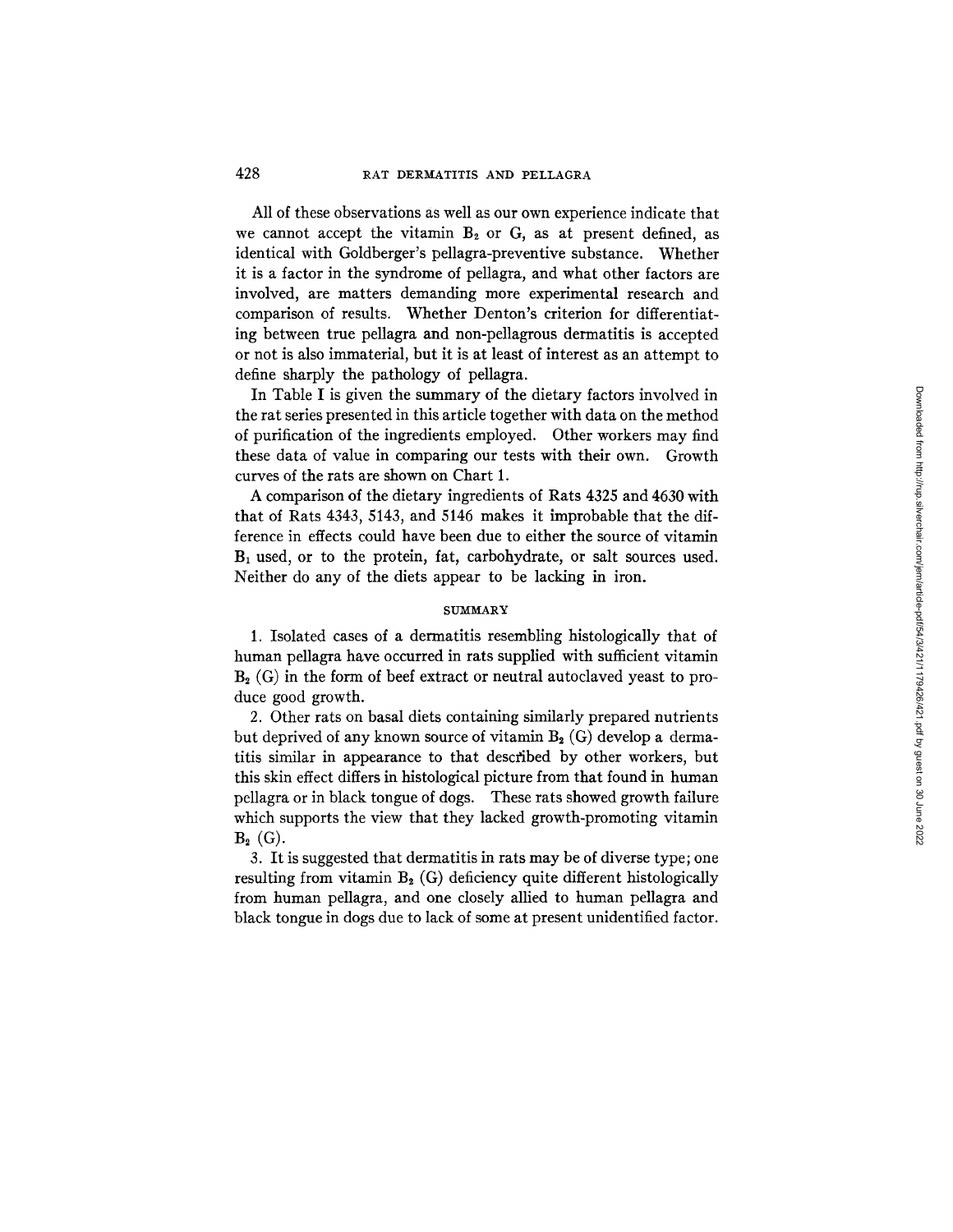All of these observations as well as our own experience indicate that we cannot accept the vitamin $B_2$ or G, as at present defined, as identical with Goldberger's pellagra-preventive substance. Whether it is a factor in the syndrome of pellagra, and what other factors are involved, are matters demanding more experimental research and comparison of results. Whether Denton's criterion for differentiating between true pellagra and non-pellagrous dermatitis is accepted or not is also immaterial, but it is at least of interest as an attempt to define sharply the pathology of pellagra.

In Table I is given the summary of the dietary factors involved in the rat series presented in this article together with data on the method of purification of the ingredients employed. Other workers may find these data of value in comparing our tests with their own. Growth curves of the rats are shown on Chart 1.

A comparison of the dietary ingredients of Rats 4325 and 4630 with that of Rats 4343, 5143, and 5146 makes it improbable that the difference in effects could have been due to either the source of vitamin $B_1$ used, or to the protein, fat, carbohydrate, or salt sources used. Neither do any of the diets appear to be lacking in iron.

## SUMMARY

1. Isolated cases of a dermatitis resembling histologically that of human pellagra have occurred in rats supplied with sufficient vitamin $B_2$ (G) in the form of beef extract or neutral autoclaved yeast to produce good growth.

2. Other rats on basal diets containing similarly prepared nutrients but deprived of any known source of vitamin $B_2$ (G) develop a dermatitis similar in appearance to that described by other workers, but this skin effect differs in histological picture from that found in human pellagra or in black tongue of dogs. These rats showed growth failure which supports the view that they lacked growth-promoting vitamin $B_2$ (G).

3. It is suggested that dermatitis in rats may be of diverse type; one resulting from vitamin $B_2$ (G) deficiency quite different histologically from human pellagra, and one closely allied to human pellagra and black tongue in dogs due to lack of some at present unidentified factor.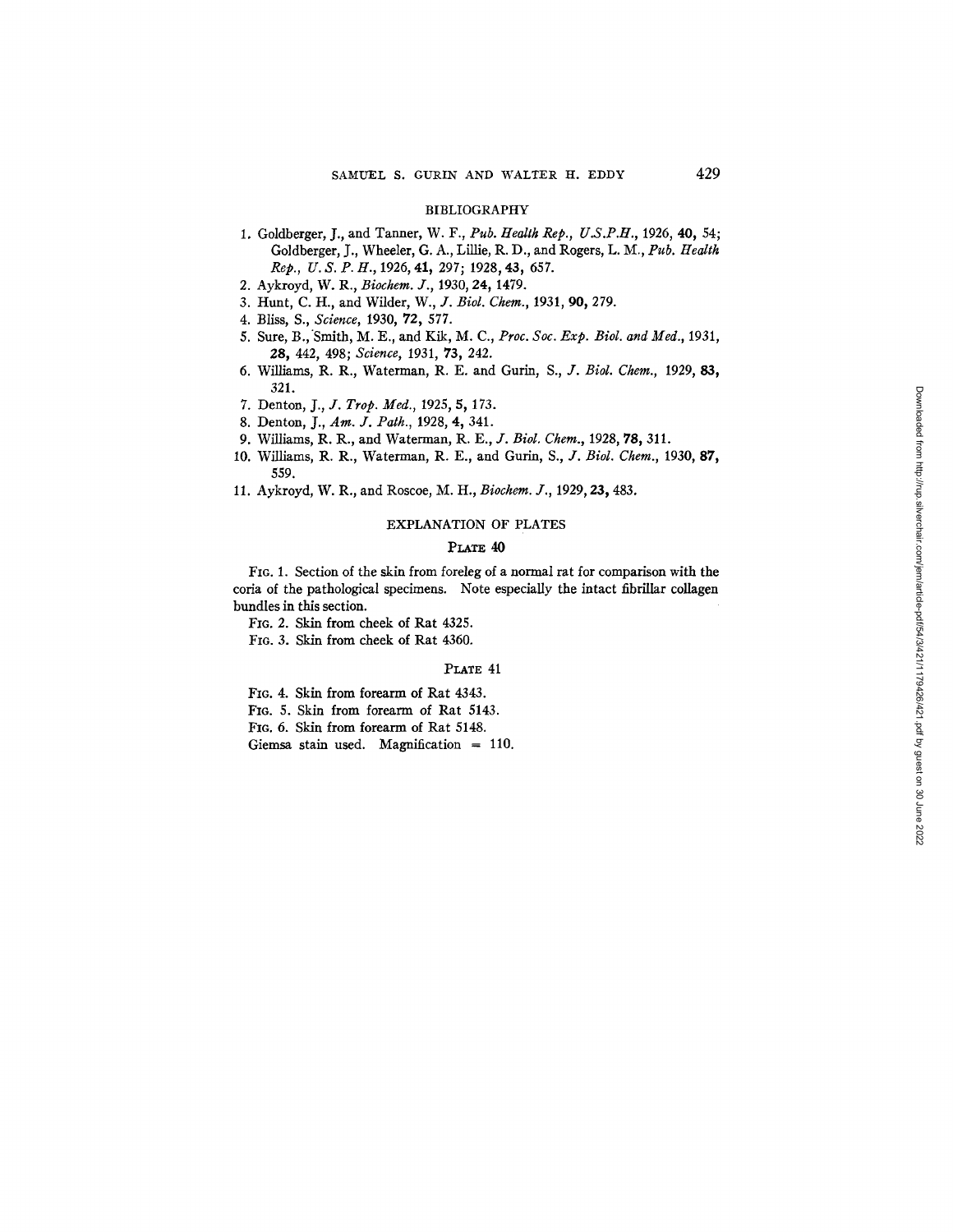## BIBLIOGRAPHY

1. Goldberger, J., and Tanner, W. F., *Pub. Health Rep., U.S.P.H.*, 1926, **40,** 54; Goldberger, J., Wheeler, G. A., Lillie, R. D., and Rogers, L. M., *Pub. Health Rep., U. S. P. H.*, 1926, **41,** 297; 1928, **43,** 657.
2. Aykroyd, W. R., *Biochem. J.*, 1930, **24,** 1479.
3. Hunt, C. H., and Wilder, W., *J. Biol. Chem.*, 1931, **90,** 279.
4. Bliss, S., *Science*, 1930, **72,** 577.
5. Sure, B., Smith, M. E., and Kik, M. C., *Proc. Soc. Exp. Biol. and Med.*, 1931, **28,** 442, 498; *Science*, 1931, **73,** 242.
6. Williams, R. R., Waterman, R. E. and Gurin, S., *J. Biol. Chem.*, 1929, **83,** 321.
7. Denton, J., *J. Trop. Med.*, 1925, **5,** 173.
8. Denton, J., *Am. J. Path.*, 1928, **4,** 341.
9. Williams, R. R., and Waterman, R. E., *J. Biol. Chem.*, 1928, **78,** 311.
10. Williams, R. R., Waterman, R. E., and Gurin, S., *J. Biol. Chem.*, 1930, **87,** 559.
11. Aykroyd, W. R., and Roscoe, M. H., *Biochem. J.*, 1929, **23,** 483.

## EXPLANATION OF PLATES

### PLATE 40

FIG. 1. Section of the skin from foreleg of a normal rat for comparison with the coria of the pathological specimens. Note especially the intact fibrillar collagen bundles in this section.

FIG. 2. Skin from cheek of Rat 4325.

FIG. 3. Skin from cheek of Rat 4360.

### PLATE 41

FIG. 4. Skin from forearm of Rat 4343.

FIG. 5. Skin from forearm of Rat 5143.

FIG. 6. Skin from forearm of Rat 5148.

Giemsa stain used. Magnification = 110.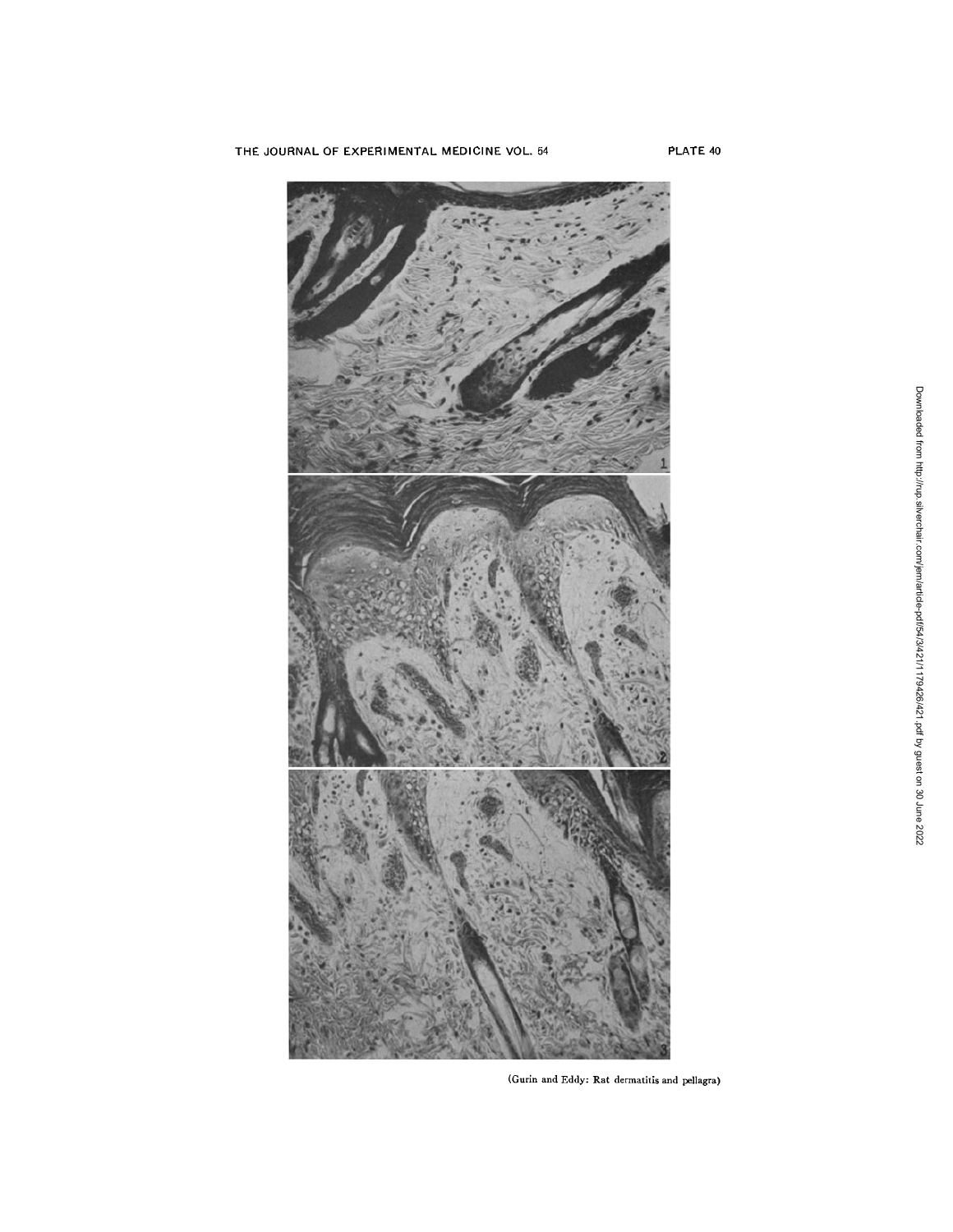(Gurin and Eddy: Rat dermatitis and pellagra)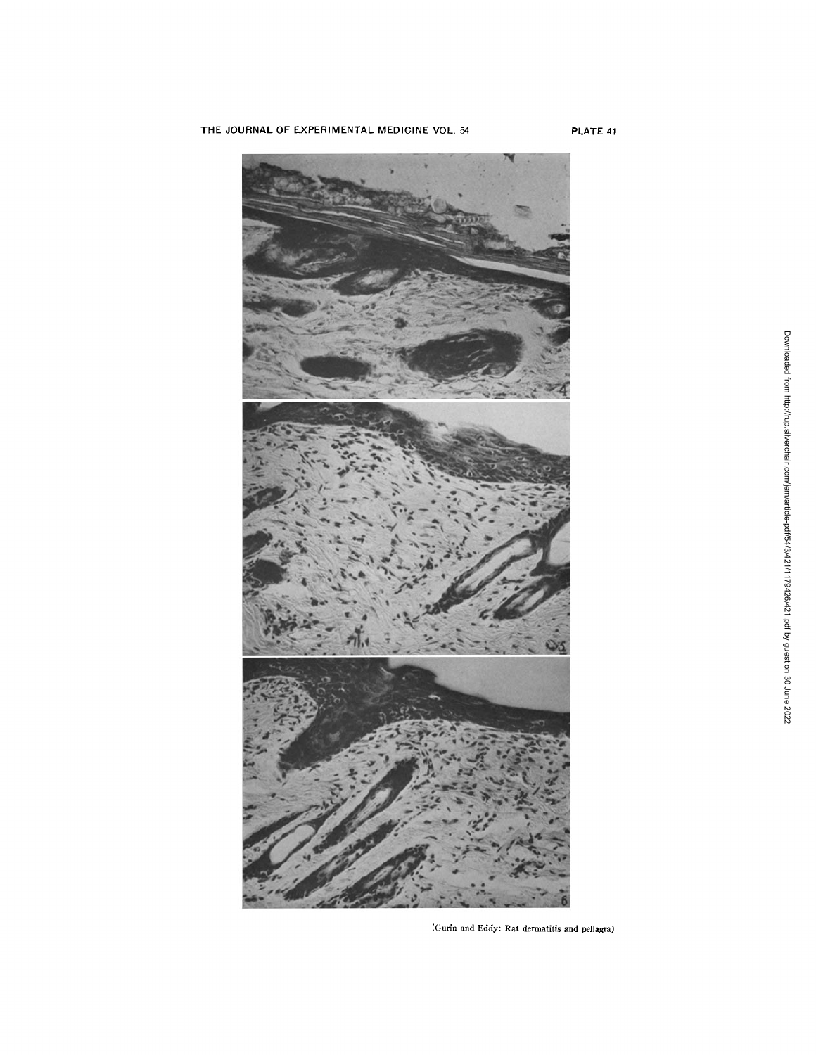(Gurin and Eddy: Rat dermatitis and pellagra)